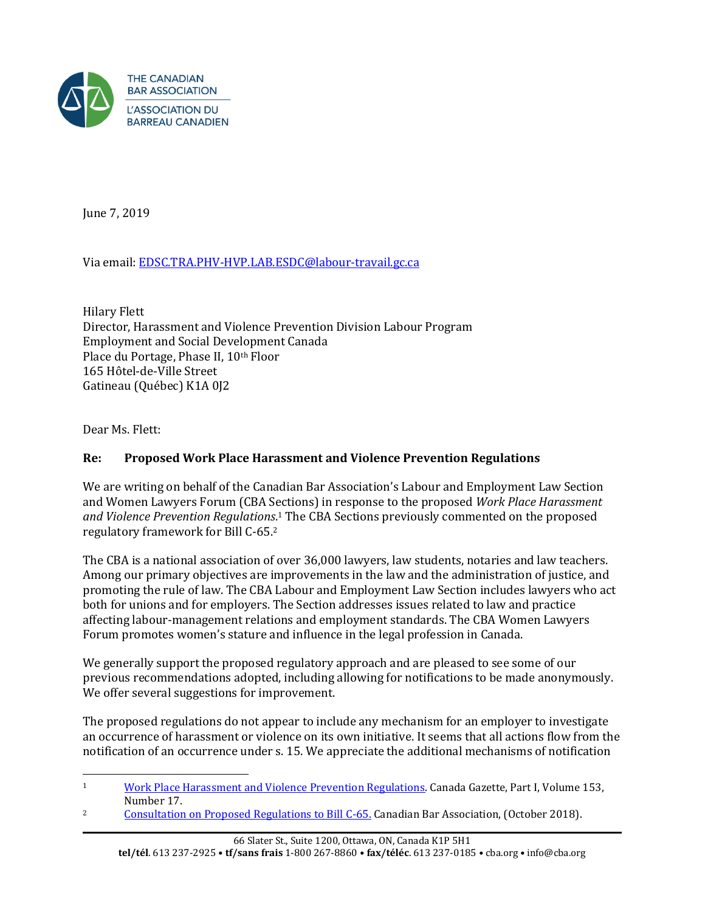THE CANADIAN BAR ASSOCIATION
L'ASSOCIATION DU BARREAU CANADIEN

June 7, 2019

Via email: [EDSC.TRA.PHV-HVP.LAB.ESDC@labour-travail.gc.ca](mailto:EDSC.TRA.PHV-HVP.LAB.ESDC@labour-travail.gc.ca)

Hilary Flett
Director, Harassment and Violence Prevention Division Labour Program
Employment and Social Development Canada
Place du Portage, Phase II, 10th Floor
165 Hôtel-de-Ville Street
Gatineau (Québec) K1A 0J2

Dear Ms. Flett:

**Re: Proposed Work Place Harassment and Violence Prevention Regulations**

We are writing on behalf of the Canadian Bar Association's Labour and Employment Law Section and Women Lawyers Forum (CBA Sections) in response to the proposed *Work Place Harassment and Violence Prevention Regulations*.[1] The CBA Sections previously commented on the proposed regulatory framework for Bill C-65.[2]

The CBA is a national association of over 36,000 lawyers, law students, notaries and law teachers. Among our primary objectives are improvements in the law and the administration of justice, and promoting the rule of law. The CBA Labour and Employment Law Section includes lawyers who act both for unions and for employers. The Section addresses issues related to law and practice affecting labour-management relations and employment standards. The CBA Women Lawyers Forum promotes women's stature and influence in the legal profession in Canada.

We generally support the proposed regulatory approach and are pleased to see some of our previous recommendations adopted, including allowing for notifications to be made anonymously. We offer several suggestions for improvement.

The proposed regulations do not appear to include any mechanism for an employer to investigate an occurrence of harassment or violence on its own initiative. It seems that all actions flow from the notification of an occurrence under s. 15. We appreciate the additional mechanisms of notification

---

[1] Work Place Harassment and Violence Prevention Regulations. Canada Gazette, Part I, Volume 153, Number 17.

[2] Consultation on Proposed Regulations to Bill C-65. Canadian Bar Association, (October 2018).

66 Slater St., Suite 1200, Ottawa, ON, Canada K1P 5H1
**tel/tél**. 613 237-2925 • **tf/sans frais** 1-800 267-8860 • **fax/téléc**. 613 237-0185 • cba.org • info@cba.org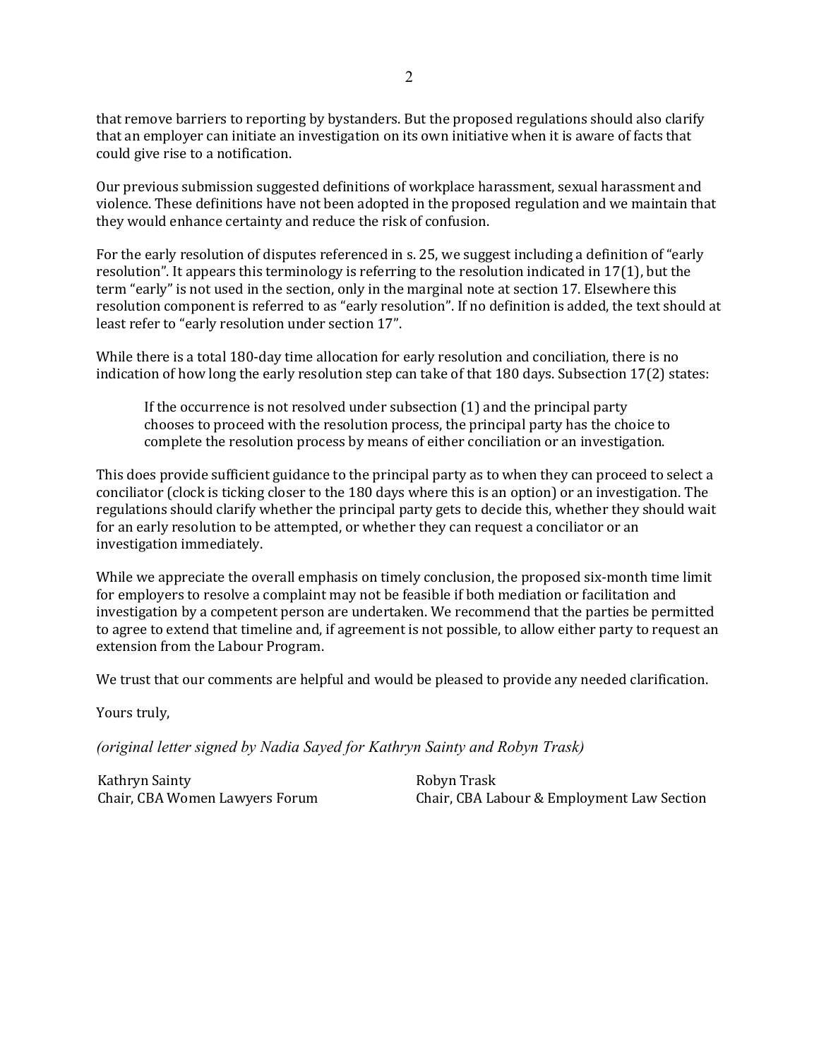that remove barriers to reporting by bystanders. But the proposed regulations should also clarify that an employer can initiate an investigation on its own initiative when it is aware of facts that could give rise to a notification.

Our previous submission suggested definitions of workplace harassment, sexual harassment and violence. These definitions have not been adopted in the proposed regulation and we maintain that they would enhance certainty and reduce the risk of confusion.

For the early resolution of disputes referenced in s. 25, we suggest including a definition of "early resolution". It appears this terminology is referring to the resolution indicated in 17(1), but the term "early" is not used in the section, only in the marginal note at section 17. Elsewhere this resolution component is referred to as "early resolution". If no definition is added, the text should at least refer to "early resolution under section 17".

While there is a total 180-day time allocation for early resolution and conciliation, there is no indication of how long the early resolution step can take of that 180 days. Subsection 17(2) states:

> If the occurrence is not resolved under subsection (1) and the principal party chooses to proceed with the resolution process, the principal party has the choice to complete the resolution process by means of either conciliation or an investigation.

This does provide sufficient guidance to the principal party as to when they can proceed to select a conciliator (clock is ticking closer to the 180 days where this is an option) or an investigation. The regulations should clarify whether the principal party gets to decide this, whether they should wait for an early resolution to be attempted, or whether they can request a conciliator or an investigation immediately.

While we appreciate the overall emphasis on timely conclusion, the proposed six-month time limit for employers to resolve a complaint may not be feasible if both mediation or facilitation and investigation by a competent person are undertaken. We recommend that the parties be permitted to agree to extend that timeline and, if agreement is not possible, to allow either party to request an extension from the Labour Program.

We trust that our comments are helpful and would be pleased to provide any needed clarification.

Yours truly,

*(original letter signed by Nadia Sayed for Kathryn Sainty and Robyn Trask)*

Kathryn Sainty
Chair, CBA Women Lawyers Forum

Robyn Trask
Chair, CBA Labour & Employment Law Section